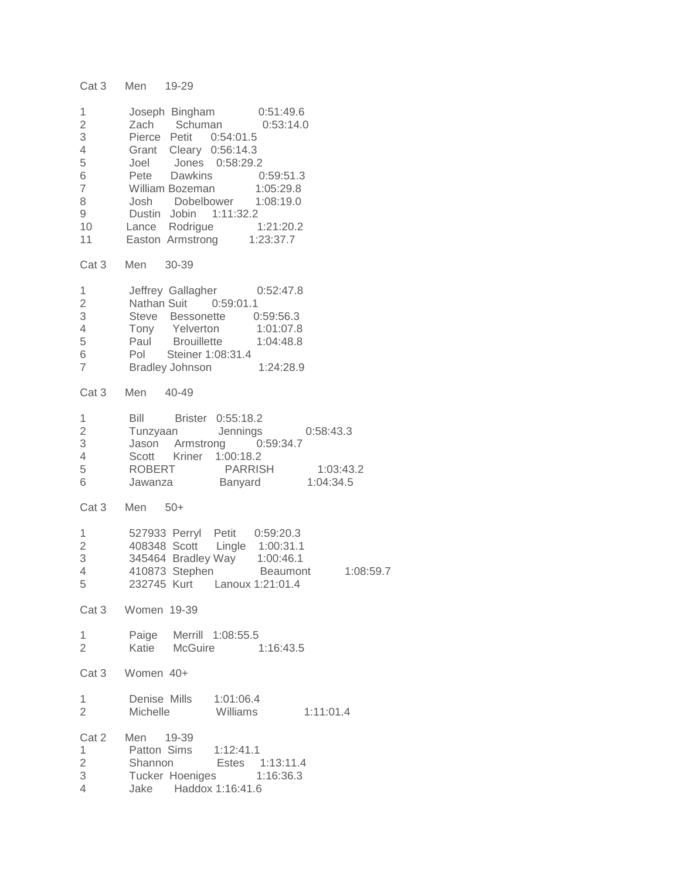Cat 3 Men 19-29

| | | | |
|---|---|---|---|
| 1 | Joseph | Bingham | 0:51:49.6 |
| 2 | Zach | Schuman | 0:53:14.0 |
| 3 | Pierce | Petit | 0:54:01.5 |
| 4 | Grant | Cleary | 0:56:14.3 |
| 5 | Joel | Jones | 0:58:29.2 |
| 6 | Pete | Dawkins | 0:59:51.3 |
| 7 | William | Bozeman | 1:05:29.8 |
| 8 | Josh | Dobelbower | 1:08:19.0 |
| 9 | Dustin | Jobin | 1:11:32.2 |
| 10 | Lance | Rodrigue | 1:21:20.2 |
| 11 | Easton | Armstrong | 1:23:37.7 |

Cat 3 Men 30-39

| | | | |
|---|---|---|---|
| 1 | Jeffrey | Gallagher | 0:52:47.8 |
| 2 | Nathan | Suit | 0:59:01.1 |
| 3 | Steve | Bessonette | 0:59:56.3 |
| 4 | Tony | Yelverton | 1:01:07.8 |
| 5 | Paul | Brouillette | 1:04:48.8 |
| 6 | Pol | Steiner | 1:08:31.4 |
| 7 | Bradley | Johnson | 1:24:28.9 |

Cat 3 Men 40-49

| | | | |
|---|---|---|---|
| 1 | Bill | Brister | 0:55:18.2 |
| 2 | Tunzyaan | Jennings | 0:58:43.3 |
| 3 | Jason | Armstrong | 0:59:34.7 |
| 4 | Scott | Kriner | 1:00:18.2 |
| 5 | ROBERT | PARRISH | 1:03:43.2 |
| 6 | Jawanza | Banyard | 1:04:34.5 |

Cat 3 Men 50+

| | | | | |
|---|---|---|---|---|
| 1 | 527933 | Perryl | Petit | 0:59:20.3 |
| 2 | 408348 | Scott | Lingle | 1:00:31.1 |
| 3 | 345464 | Bradley | Way | 1:00:46.1 |
| 4 | 410873 | Stephen | Beaumont | 1:08:59.7 |
| 5 | 232745 | Kurt | Lanoux | 1:21:01.4 |

Cat 3 Women 19-39

| | | | |
|---|---|---|---|
| 1 | Paige | Merrill | 1:08:55.5 |
| 2 | Katie | McGuire | 1:16:43.5 |

Cat 3 Women 40+

| | | | |
|---|---|---|---|
| 1 | Denise | Mills | 1:01:06.4 |
| 2 | Michelle | Williams | 1:11:01.4 |

Cat 2 Men 19-39

| | | | |
|---|---|---|---|
| 1 | Patton | Sims | 1:12:41.1 |
| 2 | Shannon | Estes | 1:13:11.4 |
| 3 | Tucker | Hoeniges | 1:16:36.3 |
| 4 | Jake | Haddox | 1:16:41.6 |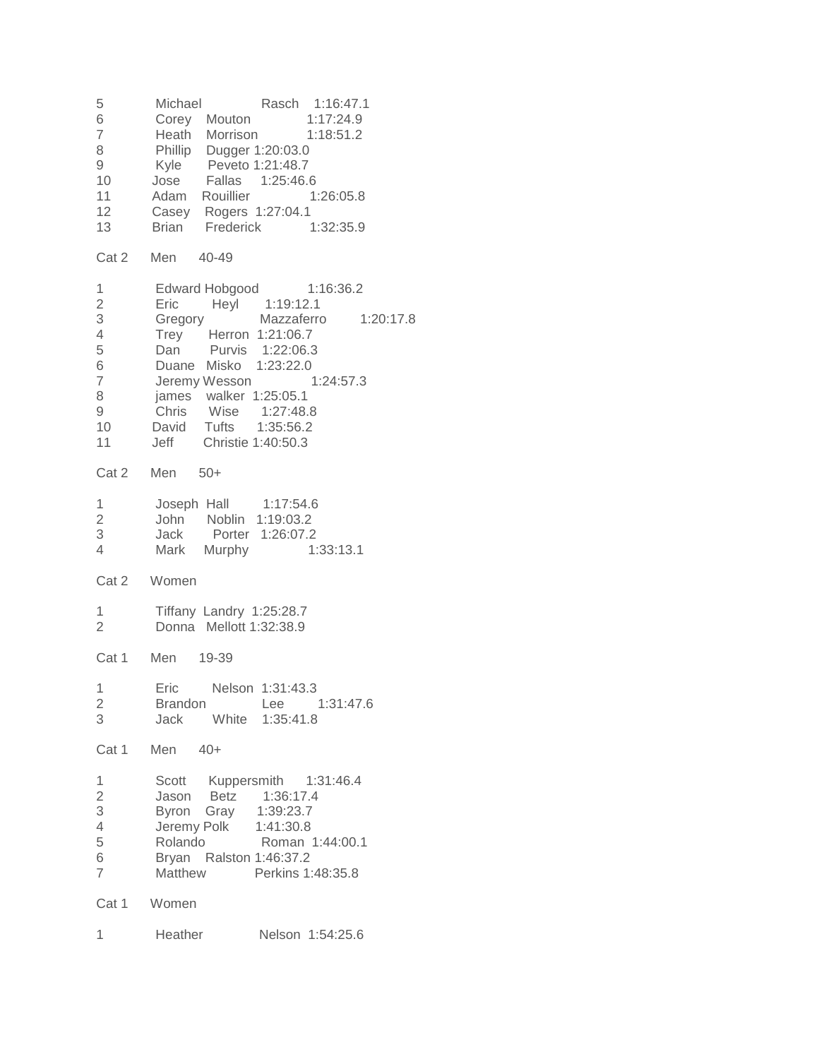| | | | |
|---|---|---|---|
| 5 | Michael | Rasch | 1:16:47.1 |
| 6 | Corey | Mouton | 1:17:24.9 |
| 7 | Heath | Morrison | 1:18:51.2 |
| 8 | Phillip | Dugger | 1:20:03.0 |
| 9 | Kyle | Peveto | 1:21:48.7 |
| 10 | Jose | Fallas | 1:25:46.6 |
| 11 | Adam | Rouillier | 1:26:05.8 |
| 12 | Casey | Rogers | 1:27:04.1 |
| 13 | Brian | Frederick | 1:32:35.9 |

Cat 2 Men 40-49

| | | | |
|---|---|---|---|
| 1 | Edward | Hobgood | 1:16:36.2 |
| 2 | Eric | Heyl | 1:19:12.1 |
| 3 | Gregory | Mazzaferro | 1:20:17.8 |
| 4 | Trey | Herron | 1:21:06.7 |
| 5 | Dan | Purvis | 1:22:06.3 |
| 6 | Duane | Misko | 1:23:22.0 |
| 7 | Jeremy | Wesson | 1:24:57.3 |
| 8 | james | walker | 1:25:05.1 |
| 9 | Chris | Wise | 1:27:48.8 |
| 10 | David | Tufts | 1:35:56.2 |
| 11 | Jeff | Christie | 1:40:50.3 |

Cat 2 Men 50+

| | | | |
|---|---|---|---|
| 1 | Joseph | Hall | 1:17:54.6 |
| 2 | John | Noblin | 1:19:03.2 |
| 3 | Jack | Porter | 1:26:07.2 |
| 4 | Mark | Murphy | 1:33:13.1 |

Cat 2 Women

| | | | |
|---|---|---|---|
| 1 | Tiffany | Landry | 1:25:28.7 |
| 2 | Donna | Mellott | 1:32:38.9 |

Cat 1 Men 19-39

| | | | |
|---|---|---|---|
| 1 | Eric | Nelson | 1:31:43.3 |
| 2 | Brandon | Lee | 1:31:47.6 |
| 3 | Jack | White | 1:35:41.8 |

Cat 1 Men 40+

| | | | |
|---|---|---|---|
| 1 | Scott | Kuppersmith | 1:31:46.4 |
| 2 | Jason | Betz | 1:36:17.4 |
| 3 | Byron | Gray | 1:39:23.7 |
| 4 | Jeremy | Polk | 1:41:30.8 |
| 5 | Rolando | Roman | 1:44:00.1 |
| 6 | Bryan | Ralston | 1:46:37.2 |
| 7 | Matthew | Perkins | 1:48:35.8 |

Cat 1 Women

| | | | |
|---|---|---|---|
| 1 | Heather | Nelson | 1:54:25.6 |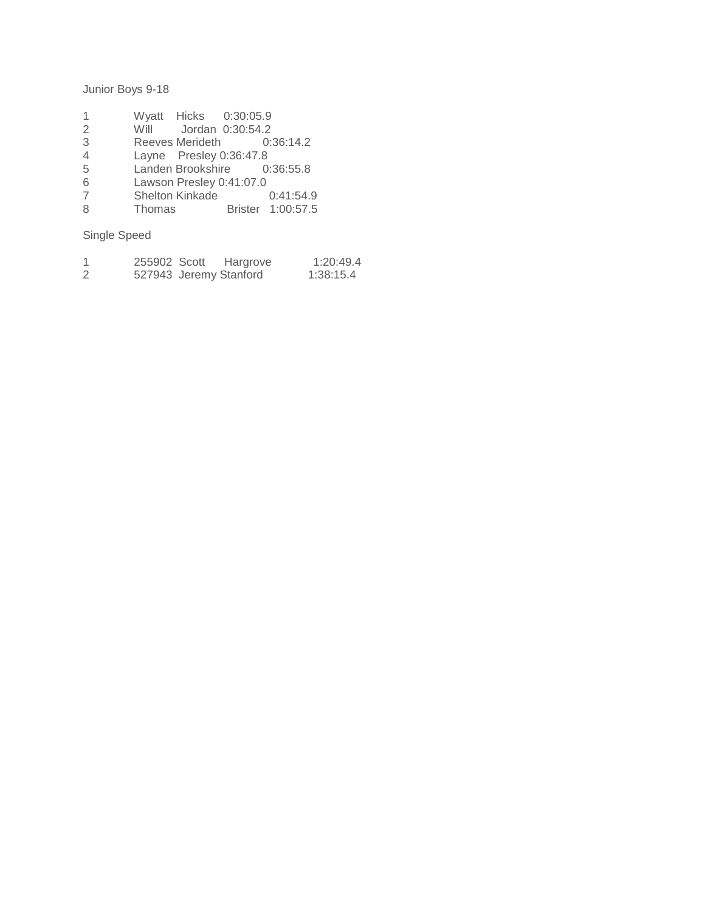Junior Boys 9-18

| | | | |
|---|---|---|---|
| 1 | Wyatt | Hicks | 0:30:05.9 |
| 2 | Will | Jordan | 0:30:54.2 |
| 3 | Reeves | Merideth | 0:36:14.2 |
| 4 | Layne | Presley | 0:36:47.8 |
| 5 | Landen | Brookshire | 0:36:55.8 |
| 6 | Lawson | Presley | 0:41:07.0 |
| 7 | Shelton | Kinkade | 0:41:54.9 |
| 8 | Thomas | Brister | 1:00:57.5 |

Single Speed

| | | | | |
|---|---|---|---|---|
| 1 | 255902 | Scott | Hargrove | 1:20:49.4 |
| 2 | 527943 | Jeremy | Stanford | 1:38:15.4 |